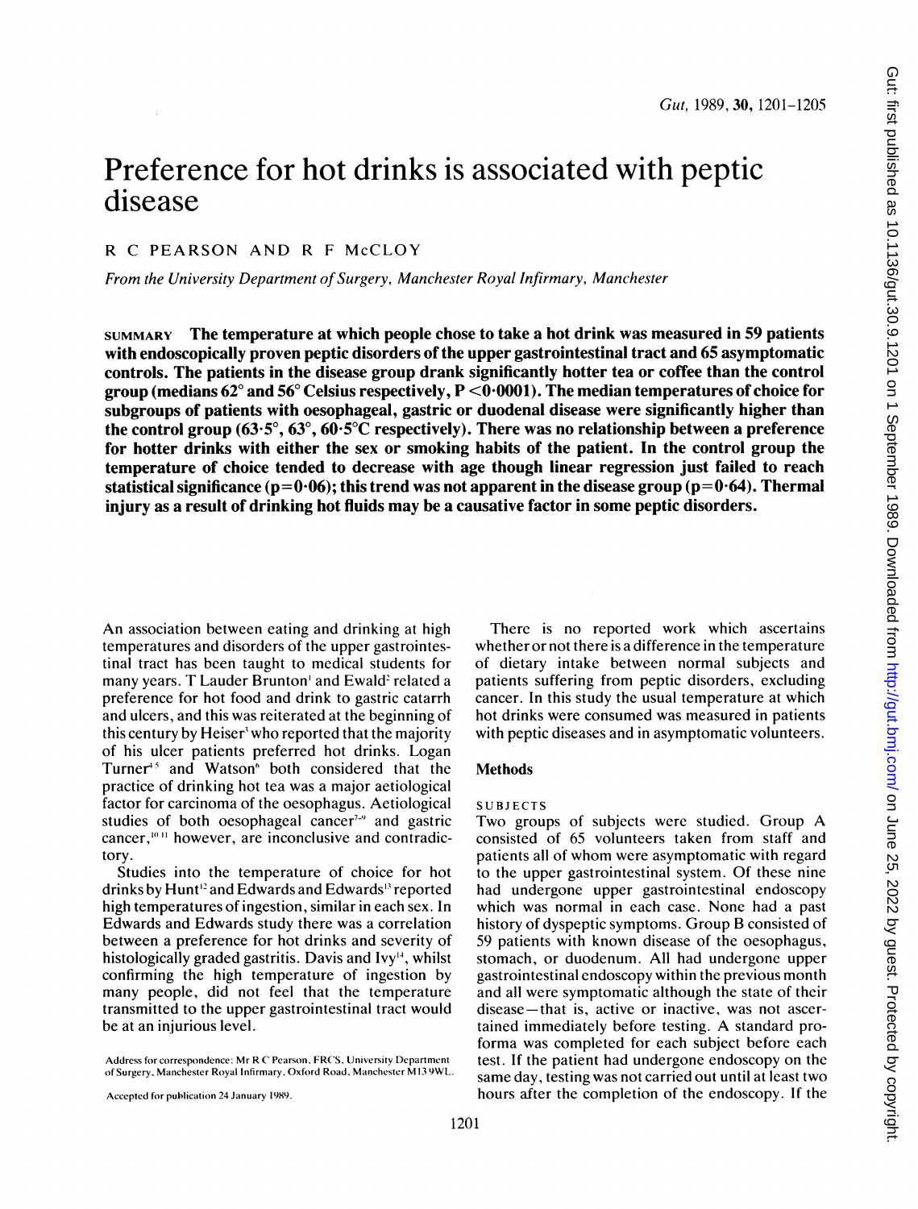# Preference for hot drinks is associated with peptic disease

R C PEARSON AND R F McCLOY

*From the University Department of Surgery, Manchester Royal Infirmary, Manchester*

**SUMMARY The temperature at which people chose to take a hot drink was measured in 59 patients with endoscopically proven peptic disorders of the upper gastrointestinal tract and 65 asymptomatic controls. The patients in the disease group drank significantly hotter tea or coffee than the control group (medians 62° and 56° Celsius respectively, P <0·0001). The median temperatures of choice for subgroups of patients with oesophageal, gastric or duodenal disease were significantly higher than the control group (63·5°, 63°, 60·5°C respectively). There was no relationship between a preference for hotter drinks with either the sex or smoking habits of the patient. In the control group the temperature of choice tended to decrease with age though linear regression just failed to reach statistical significance (p=0·06); this trend was not apparent in the disease group (p=0·64). Thermal injury as a result of drinking hot fluids may be a causative factor in some peptic disorders.**

An association between eating and drinking at high temperatures and disorders of the upper gastrointestinal tract has been taught to medical students for many years. T Lauder Brunton[1] and Ewald[2] related a preference for hot food and drink to gastric catarrh and ulcers, and this was reiterated at the beginning of this century by Heiser[3] who reported that the majority of his ulcer patients preferred hot drinks. Logan Turner[4,5] and Watson[6] both considered that the practice of drinking hot tea was a major aetiological factor for carcinoma of the oesophagus. Aetiological studies of both oesophageal cancer[7-9] and gastric cancer,[10,11] however, are inconclusive and contradictory.

Studies into the temperature of choice for hot drinks by Hunt[12] and Edwards and Edwards[13] reported high temperatures of ingestion, similar in each sex. In Edwards and Edwards study there was a correlation between a preference for hot drinks and severity of histologically graded gastritis. Davis and Ivy[14], whilst confirming the high temperature of ingestion by many people, did not feel that the temperature transmitted to the upper gastrointestinal tract would be at an injurious level.

Address for correspondence: Mr R C Pearson, FRCS, University Department of Surgery, Manchester Royal Infirmary, Oxford Road, Manchester M13 9WL.

Accepted for publication 24 January 1989.

There is no reported work which ascertains whether or not there is a difference in the temperature of dietary intake between normal subjects and patients suffering from peptic disorders, excluding cancer. In this study the usual temperature at which hot drinks were consumed was measured in patients with peptic diseases and in asymptomatic volunteers.

## Methods

### SUBJECTS

Two groups of subjects were studied. Group A consisted of 65 volunteers taken from staff and patients all of whom were asymptomatic with regard to the upper gastrointestinal system. Of these nine had undergone upper gastrointestinal endoscopy which was normal in each case. None had a past history of dyspeptic symptoms. Group B consisted of 59 patients with known disease of the oesophagus, stomach, or duodenum. All had undergone upper gastrointestinal endoscopy within the previous month and all were symptomatic although the state of their disease—that is, active or inactive, was not ascertained immediately before testing. A standard proforma was completed for each subject before each test. If the patient had undergone endoscopy on the same day, testing was not carried out until at least two hours after the completion of the endoscopy. If the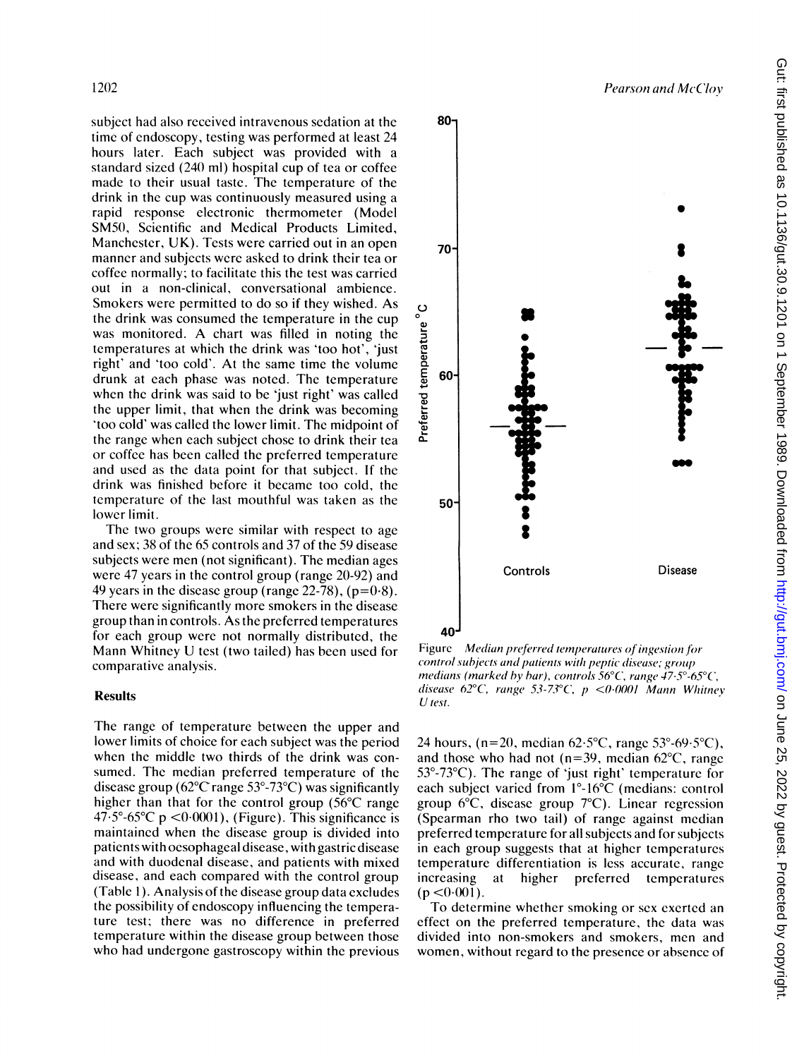subject had also received intravenous sedation at the time of endoscopy, testing was performed at least 24 hours later. Each subject was provided with a standard sized (240 ml) hospital cup of tea or coffee made to their usual taste. The temperature of the drink in the cup was continuously measured using a rapid response electronic thermometer (Model SM50, Scientific and Medical Products Limited, Manchester, UK). Tests were carried out in an open manner and subjects were asked to drink their tea or coffee normally; to facilitate this the test was carried out in a non-clinical, conversational ambience. Smokers were permitted to do so if they wished. As the drink was consumed the temperature in the cup was monitored. A chart was filled in noting the temperatures at which the drink was 'too hot', 'just right' and 'too cold'. At the same time the volume drunk at each phase was noted. The temperature when the drink was said to be 'just right' was called the upper limit, that when the drink was becoming 'too cold' was called the lower limit. The midpoint of the range when each subject chose to drink their tea or coffee has been called the preferred temperature and used as the data point for that subject. If the drink was finished before it became too cold, the temperature of the last mouthful was taken as the lower limit.

The two groups were similar with respect to age and sex; 38 of the 65 controls and 37 of the 59 disease subjects were men (not significant). The median ages were 47 years in the control group (range 20-92) and 49 years in the disease group (range 22-78), ($p=0.8$). There were significantly more smokers in the disease group than in controls. As the preferred temperatures for each group were not normally distributed, the Mann Whitney U test (two tailed) has been used for comparative analysis.

## Results

The range of temperature between the upper and lower limits of choice for each subject was the period when the middle two thirds of the drink was consumed. The median preferred temperature of the disease group (62°C range 53°-73°C) was significantly higher than that for the control group (56°C range 47·5°-65°C $p<0.0001$), (Figure). This significance is maintained when the disease group is divided into patients with oesophageal disease, with gastric disease and with duodenal disease, and patients with mixed disease, and each compared with the control group (Table 1). Analysis of the disease group data excludes the possibility of endoscopy influencing the temperature test; there was no difference in preferred temperature within the disease group between those who had undergone gastroscopy within the previous 24 hours, (n=20, median 62·5°C, range 53°-69·5°C), and those who had not (n=39, median 62°C, range 53°-73°C). The range of 'just right' temperature for each subject varied from 1°-16°C (medians: control group 6°C, disease group 7°C). Linear regression (Spearman rho two tail) of range against median preferred temperature for all subjects and for subjects in each group suggests that at higher temperatures temperature differentiation is less accurate, range increasing at higher preferred temperatures ($p<0.001$).

To determine whether smoking or sex exerted an effect on the preferred temperature, the data was divided into non-smokers and smokers, men and women, without regard to the presence or absence of

Figure *Median preferred temperatures of ingestion for control subjects and patients with peptic disease; group medians (marked by bar), controls 56°C, range 47·5°-65°C, disease 62°C, range 53-73°C, p <0·0001 Mann Whitney U test.*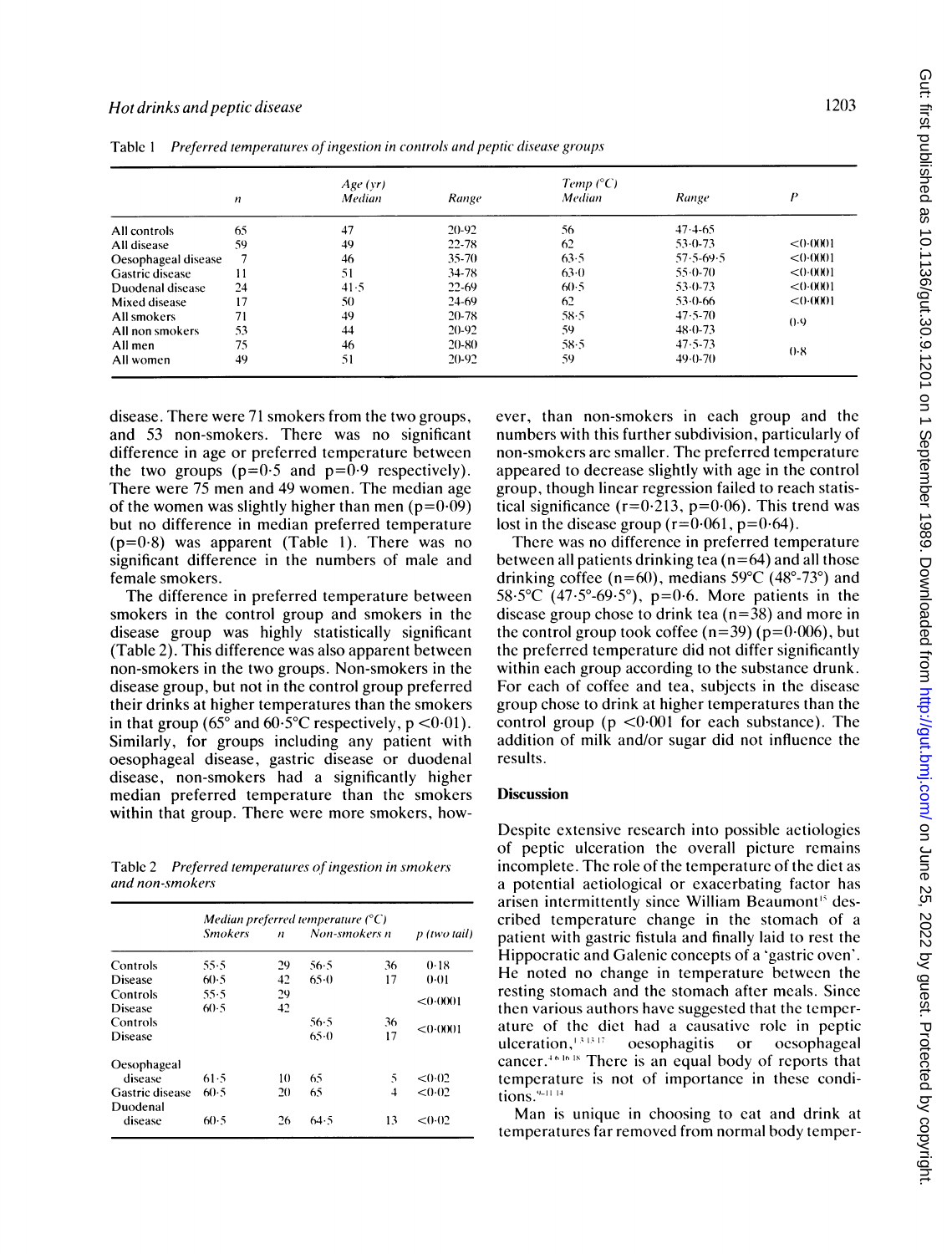Table 1 *Preferred temperatures of ingestion in controls and peptic disease groups*

| | n | Age (yr) Median | Range | Temp (°C) Median | Range | P |
|---|---|---|---|---|---|---|
| All controls | 65 | 47 | 20-92 | 56 | 47·4-65 | |
| All disease | 59 | 49 | 22-78 | 62 | 53·0-73 | <0·0001 |
| Oesophageal disease | 7 | 46 | 35-70 | 63·5 | 57·5-69·5 | <0·0001 |
| Gastric disease | 11 | 51 | 34-78 | 63·0 | 55·0-70 | <0·0001 |
| Duodenal disease | 24 | 41·5 | 22-69 | 60·5 | 53·0-73 | <0·0001 |
| Mixed disease | 17 | 50 | 24-69 | 62 | 53·0-66 | <0·0001 |
| All smokers | 71 | 49 | 20-78 | 58·5 | 47·5-70 | 0·9 |
| All non smokers | 53 | 44 | 20-92 | 59 | 48·0-73 | |
| All men | 75 | 46 | 20-80 | 58·5 | 47·5-73 | 0·8 |
| All women | 49 | 51 | 20-92 | 59 | 49·0-70 | |

disease. There were 71 smokers from the two groups, and 53 non-smokers. There was no significant difference in age or preferred temperature between the two groups (p=0·5 and p=0·9 respectively). There were 75 men and 49 women. The median age of the women was slightly higher than men (p=0·09) but no difference in median preferred temperature (p=0·8) was apparent (Table 1). There was no significant difference in the numbers of male and female smokers.

The difference in preferred temperature between smokers in the control group and smokers in the disease group was highly statistically significant (Table 2). This difference was also apparent between non-smokers in the two groups. Non-smokers in the disease group, but not in the control group preferred their drinks at higher temperatures than the smokers in that group (65° and 60·5°C respectively, p <0·01). Similarly, for groups including any patient with oesophageal disease, gastric disease or duodenal disease, non-smokers had a significantly higher median preferred temperature than the smokers within that group. There were more smokers, however, than non-smokers in each group and the numbers with this further subdivision, particularly of non-smokers are smaller. The preferred temperature appeared to decrease slightly with age in the control group, though linear regression failed to reach statistical significance (r=0·213, p=0·06). This trend was lost in the disease group (r=0·061, p=0·64).

There was no difference in preferred temperature between all patients drinking tea (n=64) and all those drinking coffee (n=60), medians 59°C (48°-73°) and 58·5°C (47·5°-69·5°), p=0·6. More patients in the disease group chose to drink tea (n=38) and more in the control group took coffee (n=39) (p=0·006), but the preferred temperature did not differ significantly within each group according to the substance drunk. For each of coffee and tea, subjects in the disease group chose to drink at higher temperatures than the control group (p <0·001 for each substance). The addition of milk and/or sugar did not influence the results.

Table 2 *Preferred temperatures of ingestion in smokers and non-smokers*

| | Median preferred temperature (°C) Smokers | n | Non-smokers | n | p (two tail) |
|---|---|---|---|---|---|
| Controls | 55·5 | 29 | 56·5 | 36 | 0·18 |
| Disease | 60·5 | 42 | 65·0 | 17 | 0·01 |
| Controls | 55·5 | 29 | | | <0·0001 |
| Disease | 60·5 | 42 | | | |
| Controls | | | 56·5 | 36 | <0·0001 |
| Disease | | | 65·0 | 17 | |
| Oesophageal disease | 61·5 | 10 | 65 | 5 | <0·02 |
| Gastric disease | 60·5 | 20 | 65 | 4 | <0·02 |
| Duodenal disease | 60·5 | 26 | 64·5 | 13 | <0·02 |

## Discussion

Despite extensive research into possible aetiologies of peptic ulceration the overall picture remains incomplete. The role of the temperature of the diet as a potential aetiological or exacerbating factor has arisen intermittently since William Beaumont[15] described temperature change in the stomach of a patient with gastric fistula and finally laid to rest the Hippocratic and Galenic concepts of a 'gastric oven'. He noted no change in temperature between the resting stomach and the stomach after meals. Since then various authors have suggested that the temperature of the diet had a causative role in peptic ulceration,[1,3,13,17] oesophagitis or oesophageal cancer.[4,6,16,18] There is an equal body of reports that temperature is not of importance in these conditions.[9-11,14]

Man is unique in choosing to eat and drink at temperatures far removed from normal body temper-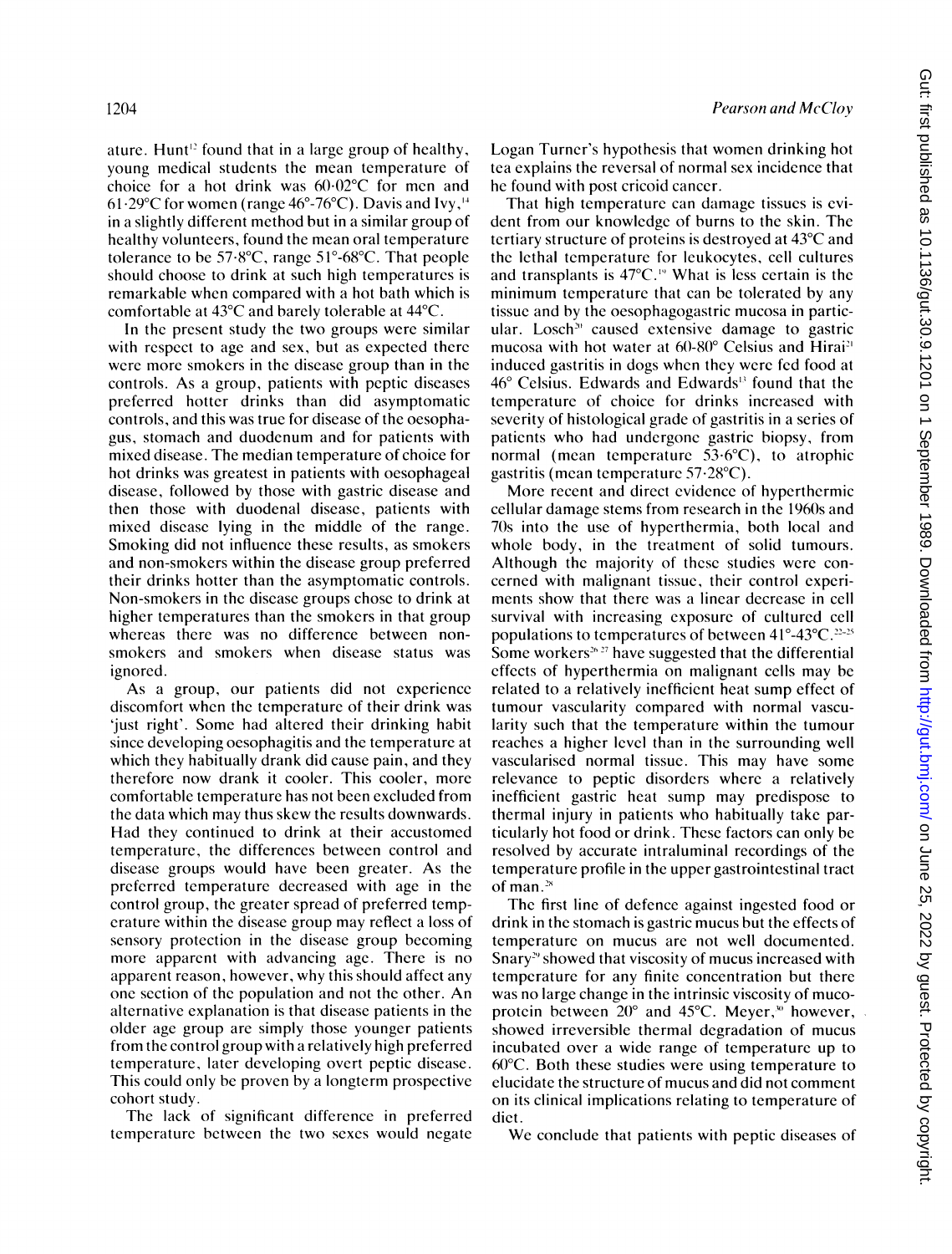ature. Hunt[12] found that in a large group of healthy, young medical students the mean temperature of choice for a hot drink was 60·02°C for men and 61·29°C for women (range 46°-76°C). Davis and Ivy,[14] in a slightly different method but in a similar group of healthy volunteers, found the mean oral temperature tolerance to be 57·8°C, range 51°-68°C. That people should choose to drink at such high temperatures is remarkable when compared with a hot bath which is comfortable at 43°C and barely tolerable at 44°C.

In the present study the two groups were similar with respect to age and sex, but as expected there were more smokers in the disease group than in the controls. As a group, patients with peptic diseases preferred hotter drinks than did asymptomatic controls, and this was true for disease of the oesophagus, stomach and duodenum and for patients with mixed disease. The median temperature of choice for hot drinks was greatest in patients with oesophageal disease, followed by those with gastric disease and then those with duodenal disease, patients with mixed disease lying in the middle of the range. Smoking did not influence these results, as smokers and non-smokers within the disease group preferred their drinks hotter than the asymptomatic controls. Non-smokers in the disease groups chose to drink at higher temperatures than the smokers in that group whereas there was no difference between non-smokers and smokers when disease status was ignored.

As a group, our patients did not experience discomfort when the temperature of their drink was 'just right'. Some had altered their drinking habit since developing oesophagitis and the temperature at which they habitually drank did cause pain, and they therefore now drank it cooler. This cooler, more comfortable temperature has not been excluded from the data which may thus skew the results downwards. Had they continued to drink at their accustomed temperature, the differences between control and disease groups would have been greater. As the preferred temperature decreased with age in the control group, the greater spread of preferred temperature within the disease group may reflect a loss of sensory protection in the disease group becoming more apparent with advancing age. There is no apparent reason, however, why this should affect any one section of the population and not the other. An alternative explanation is that disease patients in the older age group are simply those younger patients from the control group with a relatively high preferred temperature, later developing overt peptic disease. This could only be proven by a longterm prospective cohort study.

The lack of significant difference in preferred temperature between the two sexes would negate Logan Turner's hypothesis that women drinking hot tea explains the reversal of normal sex incidence that he found with post cricoid cancer.

That high temperature can damage tissues is evident from our knowledge of burns to the skin. The tertiary structure of proteins is destroyed at 43°C and the lethal temperature for leukocytes, cell cultures and transplants is 47°C.[19] What is less certain is the minimum temperature that can be tolerated by any tissue and by the oesophagogastric mucosa in particular. Losch[20] caused extensive damage to gastric mucosa with hot water at 60-80° Celsius and Hirai[21] induced gastritis in dogs when they were fed food at 46° Celsius. Edwards and Edwards[13] found that the temperature of choice for drinks increased with severity of histological grade of gastritis in a series of patients who had undergone gastric biopsy, from normal (mean temperature 53·6°C), to atrophic gastritis (mean temperature 57·28°C).

More recent and direct evidence of hyperthermic cellular damage stems from research in the 1960s and 70s into the use of hyperthermia, both local and whole body, in the treatment of solid tumours. Although the majority of these studies were concerned with malignant tissue, their control experiments show that there was a linear decrease in cell survival with increasing exposure of cultured cell populations to temperatures of between 41°-43°C.[22-25] Some workers[26,27] have suggested that the differential effects of hyperthermia on malignant cells may be related to a relatively inefficient heat sump effect of tumour vascularity compared with normal vascularity such that the temperature within the tumour reaches a higher level than in the surrounding well vascularised normal tissue. This may have some relevance to peptic disorders where a relatively inefficient gastric heat sump may predispose to thermal injury in patients who habitually take particularly hot food or drink. These factors can only be resolved by accurate intraluminal recordings of the temperature profile in the upper gastrointestinal tract of man.[28]

The first line of defence against ingested food or drink in the stomach is gastric mucus but the effects of temperature on mucus are not well documented. Snary[29] showed that viscosity of mucus increased with temperature for any finite concentration but there was no large change in the intrinsic viscosity of mucoprotein between 20° and 45°C. Meyer,[30] however, showed irreversible thermal degradation of mucus incubated over a wide range of temperature up to 60°C. Both these studies were using temperature to elucidate the structure of mucus and did not comment on its clinical implications relating to temperature of diet.

We conclude that patients with peptic diseases of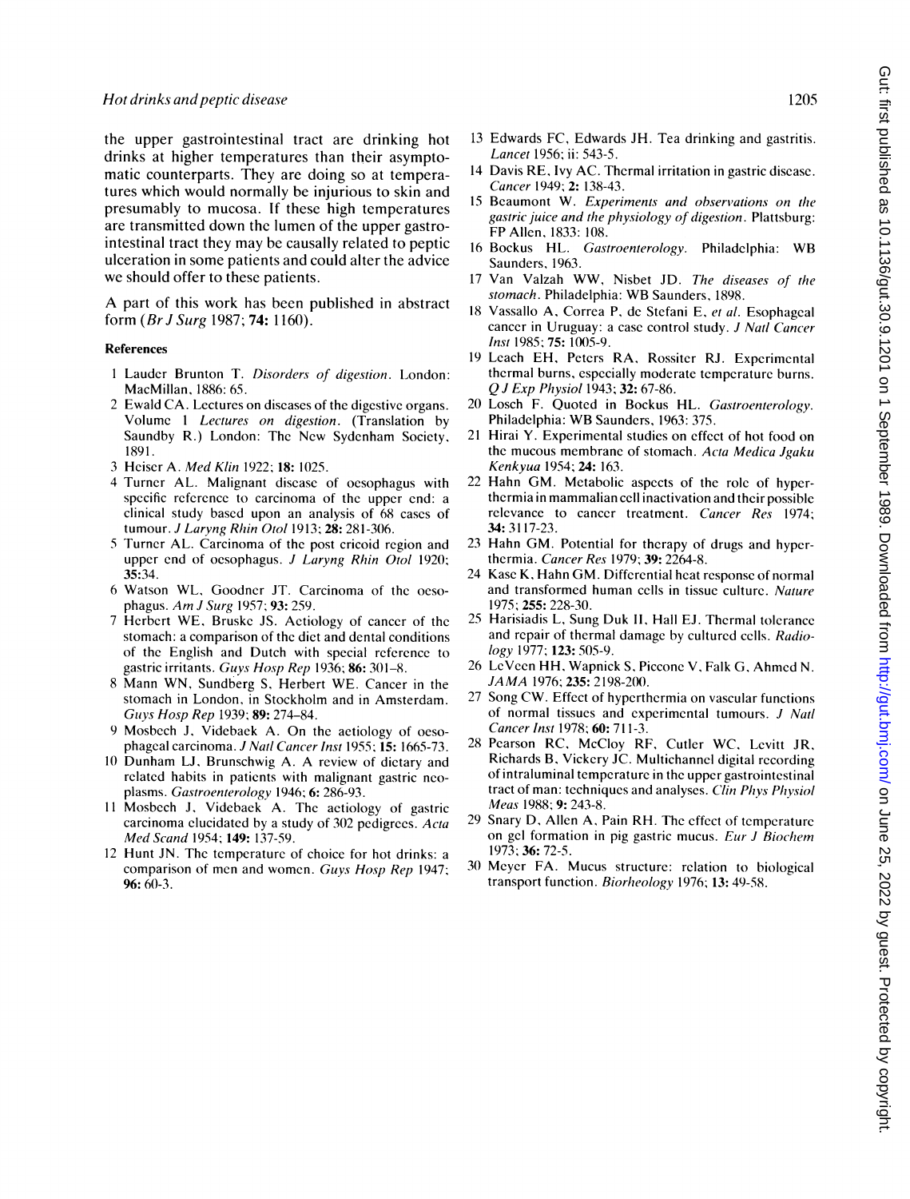the upper gastrointestinal tract are drinking hot drinks at higher temperatures than their asymptomatic counterparts. They are doing so at temperatures which would normally be injurious to skin and presumably to mucosa. If these high temperatures are transmitted down the lumen of the upper gastrointestinal tract they may be causally related to peptic ulceration in some patients and could alter the advice we should offer to these patients.

A part of this work has been published in abstract form (*Br J Surg* 1987; **74:** 1160).

## References

1. Lauder Brunton T. *Disorders of digestion*. London: MacMillan, 1886: 65.
2. Ewald CA. Lectures on diseases of the digestive organs. Volume 1 *Lectures on digestion*. (Translation by Saundby R.) London: The New Sydenham Society, 1891.
3. Heiser A. *Med Klin* 1922; **18:** 1025.
4. Turner AL. Malignant disease of oesophagus with specific reference to carcinoma of the upper end: a clinical study based upon an analysis of 68 cases of tumour. *J Laryng Rhin Otol* 1913; **28:** 281-306.
5. Turner AL. Carcinoma of the post cricoid region and upper end of oesophagus. *J Laryng Rhin Otol* 1920; **35:**34.
6. Watson WL, Goodner JT. Carcinoma of the oesophagus. *Am J Surg* 1957; **93:** 259.
7. Herbert WE, Bruske JS. Aetiology of cancer of the stomach: a comparison of the diet and dental conditions of the English and Dutch with special reference to gastric irritants. *Guys Hosp Rep* 1936; **86:** 301–8.
8. Mann WN, Sundberg S, Herbert WE. Cancer in the stomach in London, in Stockholm and in Amsterdam. *Guys Hosp Rep* 1939; **89:** 274–84.
9. Mosbech J, Videbaek A. On the aetiology of oesophageal carcinoma. *J Natl Cancer Inst* 1955; **15:** 1665-73.
10. Dunham LJ, Brunschwig A. A review of dietary and related habits in patients with malignant gastric neoplasms. *Gastroenterology* 1946; **6:** 286-93.
11. Mosbech J, Videbaek A. The aetiology of gastric carcinoma elucidated by a study of 302 pedigrees. *Acta Med Scand* 1954; **149:** 137-59.
12. Hunt JN. The temperature of choice for hot drinks: a comparison of men and women. *Guys Hosp Rep* 1947; **96:** 60-3.
13. Edwards FC, Edwards JH. Tea drinking and gastritis. *Lancet* 1956; ii: 543-5.
14. Davis RE, Ivy AC. Thermal irritation in gastric disease. *Cancer* 1949; **2:** 138-43.
15. Beaumont W. *Experiments and observations on the gastric juice and the physiology of digestion*. Plattsburg: FP Allen, 1833: 108.
16. Bockus HL. *Gastroenterology*. Philadelphia: WB Saunders, 1963.
17. Van Valzah WW, Nisbet JD. *The diseases of the stomach*. Philadelphia: WB Saunders, 1898.
18. Vassallo A, Correa P, de Stefani E, *et al*. Esophageal cancer in Uruguay: a case control study. *J Natl Cancer Inst* 1985; **75:** 1005-9.
19. Leach EH, Peters RA, Rossiter RJ. Experimental thermal burns, especially moderate temperature burns. *Q J Exp Physiol* 1943; **32:** 67-86.
20. Losch F. Quoted in Bockus HL. *Gastroenterology*. Philadelphia: WB Saunders, 1963: 375.
21. Hirai Y. Experimental studies on effect of hot food on the mucous membrane of stomach. *Acta Medica Jgaku Kenkyua* 1954; **24:** 163.
22. Hahn GM. Metabolic aspects of the role of hyperthermia in mammalian cell inactivation and their possible relevance to cancer treatment. *Cancer Res* 1974; **34:** 3117-23.
23. Hahn GM. Potential for therapy of drugs and hyperthermia. *Cancer Res* 1979; **39:** 2264-8.
24. Kase K, Hahn GM. Differential heat response of normal and transformed human cells in tissue culture. *Nature* 1975; **255:** 228-30.
25. Harisiadis L, Sung Duk II, Hall EJ. Thermal tolerance and repair of thermal damage by cultured cells. *Radiology* 1977; **123:** 505-9.
26. LeVeen HH, Wapnick S, Piccone V, Falk G, Ahmed N. *JAMA* 1976; **235:** 2198-200.
27. Song CW. Effect of hyperthermia on vascular functions of normal tissues and experimental tumours. *J Natl Cancer Inst* 1978; **60:** 711-3.
28. Pearson RC, McCloy RF, Cutler WC, Levitt JR, Richards B, Vickery JC. Multichannel digital recording of intraluminal temperature in the upper gastrointestinal tract of man: techniques and analyses. *Clin Phys Physiol Meas* 1988; **9:** 243-8.
29. Snary D, Allen A, Pain RH. The effect of temperature on gel formation in pig gastric mucus. *Eur J Biochem* 1973; **36:** 72-5.
30. Meyer FA. Mucus structure: relation to biological transport function. *Biorheology* 1976; **13:** 49-58.